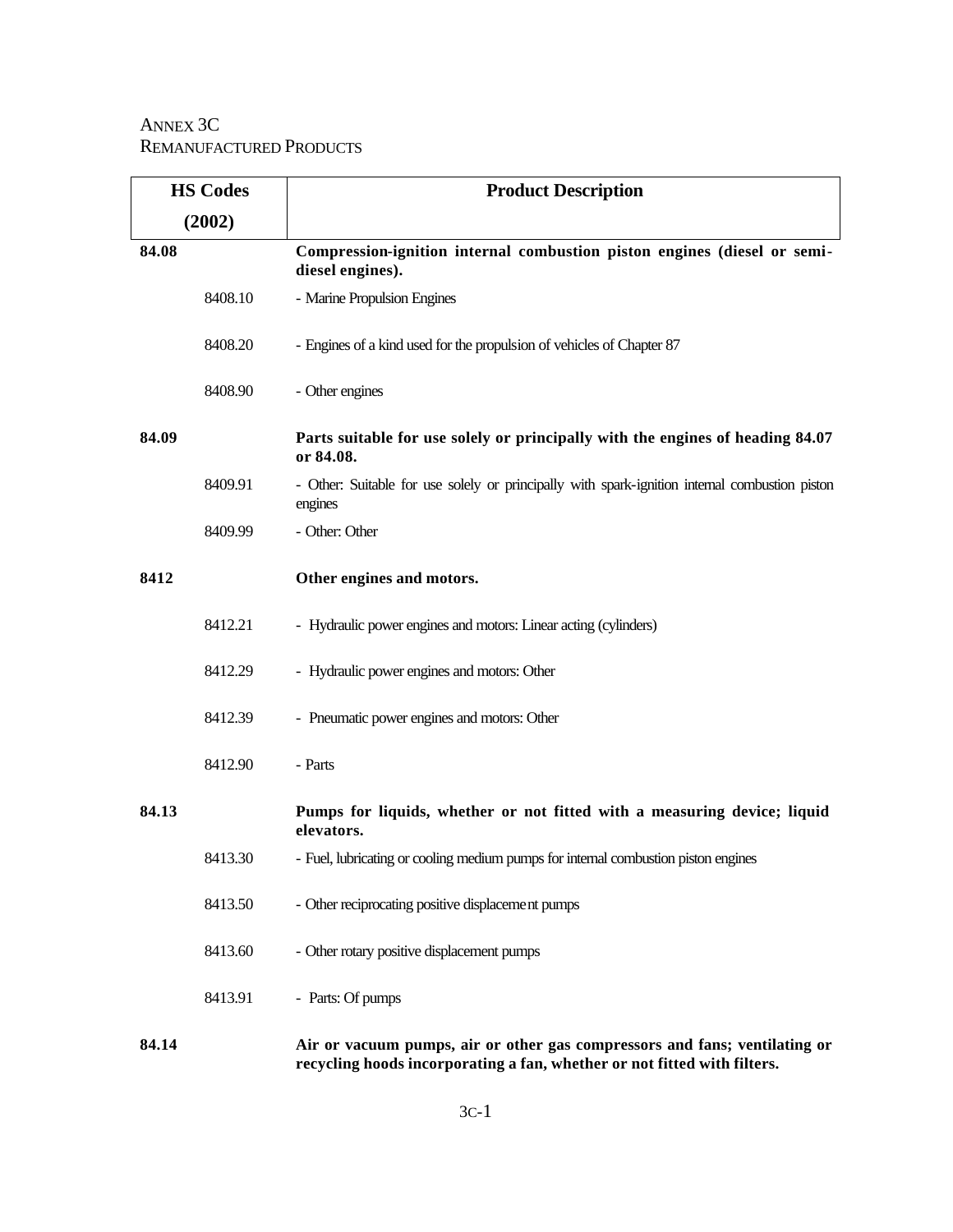# Annex 3C
## Remanufactured Products

| HS Codes (2002) | | Product Description |
|---|---|---|
| **84.08** | | **Compression-ignition internal combustion piston engines (diesel or semi-diesel engines).** |
| | 8408.10 | - Marine Propulsion Engines |
| | 8408.20 | - Engines of a kind used for the propulsion of vehicles of Chapter 87 |
| | 8408.90 | - Other engines |
| **84.09** | | **Parts suitable for use solely or principally with the engines of heading 84.07 or 84.08.** |
| | 8409.91 | - Other: Suitable for use solely or principally with spark-ignition internal combustion piston engines |
| | 8409.99 | - Other: Other |
| **8412** | | **Other engines and motors.** |
| | 8412.21 | - Hydraulic power engines and motors: Linear acting (cylinders) |
| | 8412.29 | - Hydraulic power engines and motors: Other |
| | 8412.39 | - Pneumatic power engines and motors: Other |
| | 8412.90 | - Parts |
| **84.13** | | **Pumps for liquids, whether or not fitted with a measuring device; liquid elevators.** |
| | 8413.30 | - Fuel, lubricating or cooling medium pumps for internal combustion piston engines |
| | 8413.50 | - Other reciprocating positive displacement pumps |
| | 8413.60 | - Other rotary positive displacement pumps |
| | 8413.91 | - Parts: Of pumps |
| **84.14** | | **Air or vacuum pumps, air or other gas compressors and fans; ventilating or recycling hoods incorporating a fan, whether or not fitted with filters.** |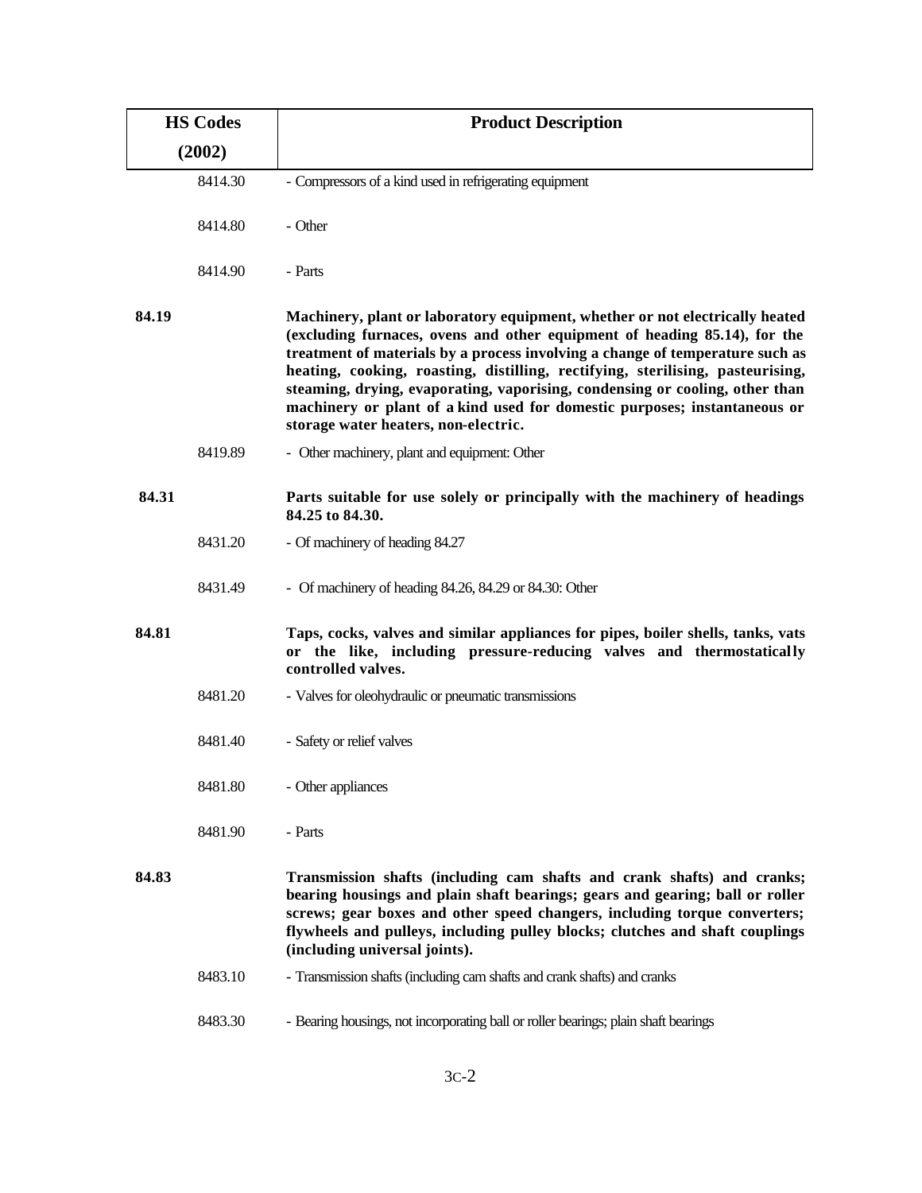| HS Codes (2002) | Product Description |
|---|---|
| 8414.30 | - Compressors of a kind used in refrigerating equipment |
| 8414.80 | - Other |
| 8414.90 | - Parts |
| **84.19** | **Machinery, plant or laboratory equipment, whether or not electrically heated (excluding furnaces, ovens and other equipment of heading 85.14), for the treatment of materials by a process involving a change of temperature such as heating, cooking, roasting, distilling, rectifying, sterilising, pasteurising, steaming, drying, evaporating, vaporising, condensing or cooling, other than machinery or plant of a kind used for domestic purposes; instantaneous or storage water heaters, non-electric.** |
| 8419.89 | - Other machinery, plant and equipment: Other |
| **84.31** | **Parts suitable for use solely or principally with the machinery of headings 84.25 to 84.30.** |
| 8431.20 | - Of machinery of heading 84.27 |
| 8431.49 | - Of machinery of heading 84.26, 84.29 or 84.30: Other |
| **84.81** | **Taps, cocks, valves and similar appliances for pipes, boiler shells, tanks, vats or the like, including pressure-reducing valves and thermostatically controlled valves.** |
| 8481.20 | - Valves for oleohydraulic or pneumatic transmissions |
| 8481.40 | - Safety or relief valves |
| 8481.80 | - Other appliances |
| 8481.90 | - Parts |
| **84.83** | **Transmission shafts (including cam shafts and crank shafts) and cranks; bearing housings and plain shaft bearings; gears and gearing; ball or roller screws; gear boxes and other speed changers, including torque converters; flywheels and pulleys, including pulley blocks; clutches and shaft couplings (including universal joints).** |
| 8483.10 | - Transmission shafts (including cam shafts and crank shafts) and cranks |
| 8483.30 | - Bearing housings, not incorporating ball or roller bearings; plain shaft bearings |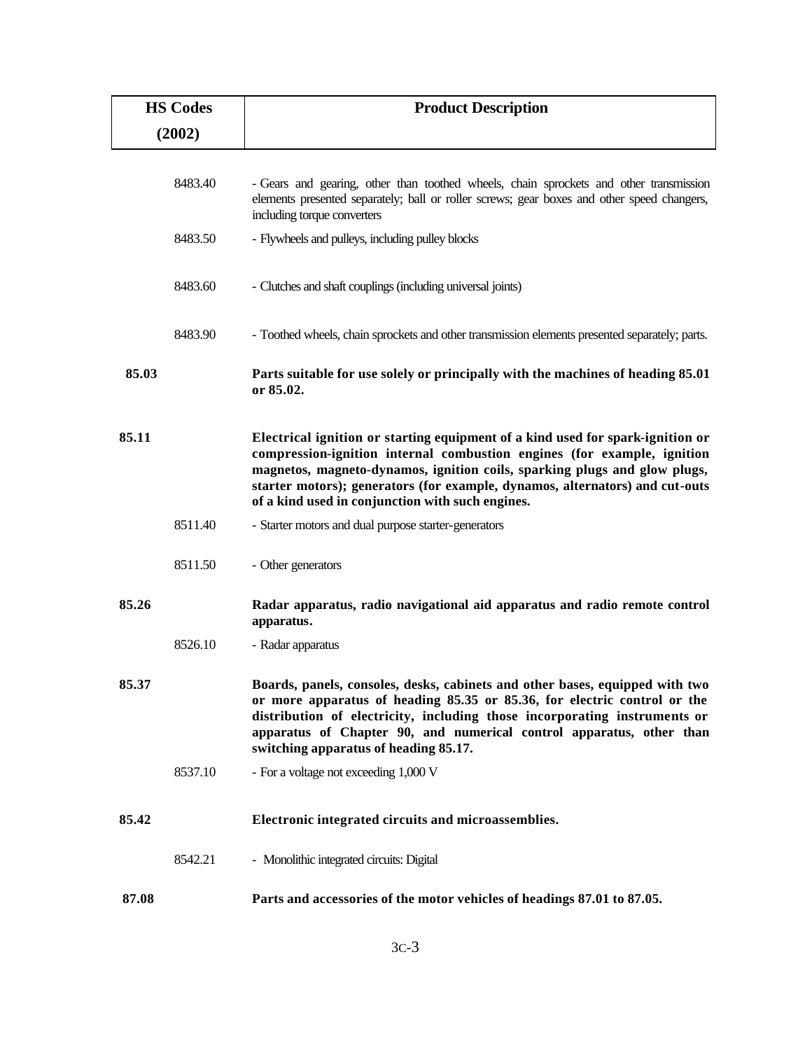| HS Codes (2002) | | Product Description |
|---|---|---|
| | 8483.40 | - Gears and gearing, other than toothed wheels, chain sprockets and other transmission elements presented separately; ball or roller screws; gear boxes and other speed changers, including torque converters |
| | 8483.50 | - Flywheels and pulleys, including pulley blocks |
| | 8483.60 | - Clutches and shaft couplings (including universal joints) |
| | 8483.90 | - Toothed wheels, chain sprockets and other transmission elements presented separately; parts. |
| **85.03** | | **Parts suitable for use solely or principally with the machines of heading 85.01 or 85.02.** |
| **85.11** | | **Electrical ignition or starting equipment of a kind used for spark-ignition or compression-ignition internal combustion engines (for example, ignition magnetos, magneto-dynamos, ignition coils, sparking plugs and glow plugs, starter motors); generators (for example, dynamos, alternators) and cut-outs of a kind used in conjunction with such engines.** |
| | 8511.40 | - Starter motors and dual purpose starter-generators |
| | 8511.50 | - Other generators |
| **85.26** | | **Radar apparatus, radio navigational aid apparatus and radio remote control apparatus.** |
| | 8526.10 | - Radar apparatus |
| **85.37** | | **Boards, panels, consoles, desks, cabinets and other bases, equipped with two or more apparatus of heading 85.35 or 85.36, for electric control or the distribution of electricity, including those incorporating instruments or apparatus of Chapter 90, and numerical control apparatus, other than switching apparatus of heading 85.17.** |
| | 8537.10 | - For a voltage not exceeding 1,000 V |
| **85.42** | | **Electronic integrated circuits and microassemblies.** |
| | 8542.21 | - Monolithic integrated circuits: Digital |
| **87.08** | | **Parts and accessories of the motor vehicles of headings 87.01 to 87.05.** |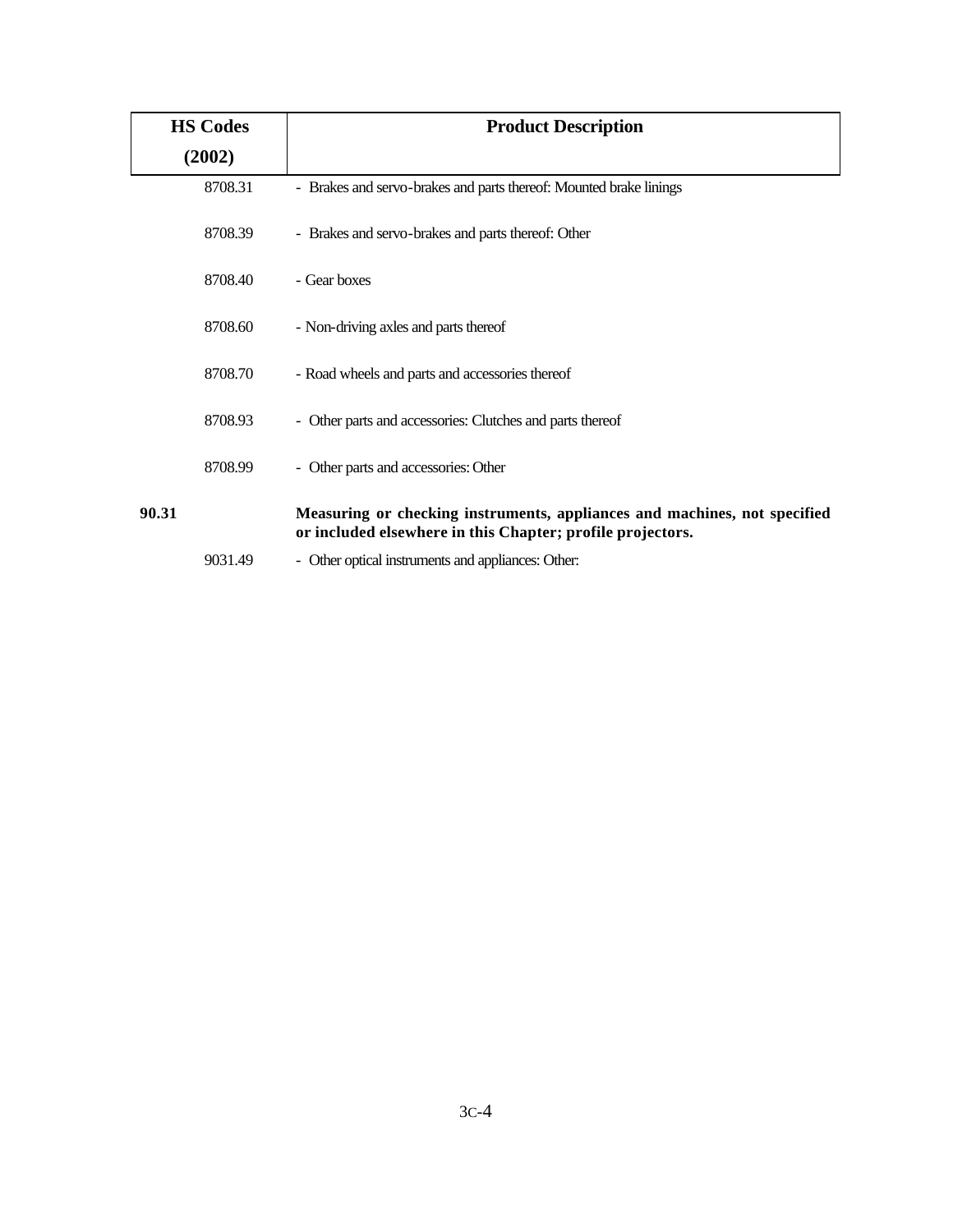| HS Codes (2002) | Product Description |
|---|---|
| 8708.31 | - Brakes and servo-brakes and parts thereof: Mounted brake linings |
| 8708.39 | - Brakes and servo-brakes and parts thereof: Other |
| 8708.40 | - Gear boxes |
| 8708.60 | - Non-driving axles and parts thereof |
| 8708.70 | - Road wheels and parts and accessories thereof |
| 8708.93 | - Other parts and accessories: Clutches and parts thereof |
| 8708.99 | - Other parts and accessories: Other |
| **90.31** | **Measuring or checking instruments, appliances and machines, not specified or included elsewhere in this Chapter; profile projectors.** |
| 9031.49 | - Other optical instruments and appliances: Other: |